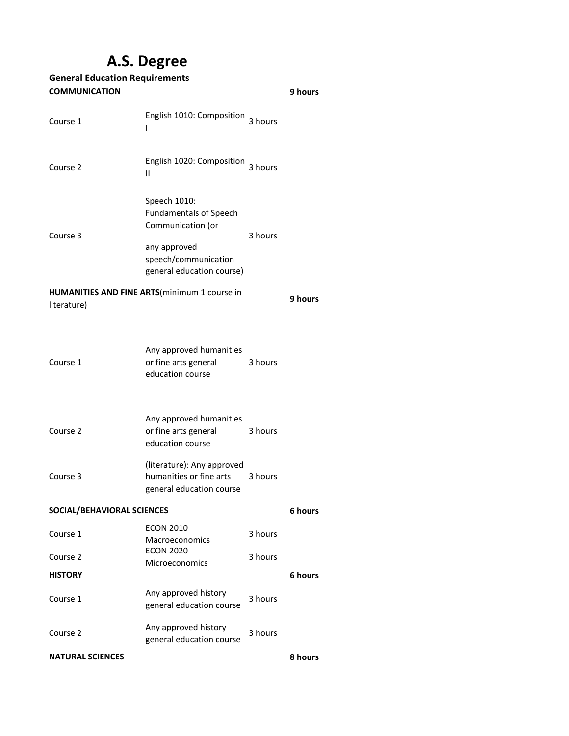# A.S. Degree

## General Education Requirements

| | | | |
|---|---|---|---|
| **COMMUNICATION** | | | **9 hours** |
| Course 1 | English 1010: Composition I | 3 hours | |
| Course 2 | English 1020: Composition II | 3 hours | |
| Course 3 | Speech 1010: Fundamentals of Speech Communication (or any approved speech/communication general education course) | 3 hours | |
| **HUMANITIES AND FINE ARTS**(minimum 1 course in literature) | | | **9 hours** |
| Course 1 | Any approved humanities or fine arts general education course | 3 hours | |
| Course 2 | Any approved humanities or fine arts general education course | 3 hours | |
| Course 3 | (literature): Any approved humanities or fine arts general education course | 3 hours | |
| **SOCIAL/BEHAVIORAL SCIENCES** | | | **6 hours** |
| Course 1 | ECON 2010 Macroeconomics | 3 hours | |
| Course 2 | ECON 2020 Microeconomics | 3 hours | |
| **HISTORY** | | | **6 hours** |
| Course 1 | Any approved history general education course | 3 hours | |
| Course 2 | Any approved history general education course | 3 hours | |
| **NATURAL SCIENCES** | | | **8 hours** |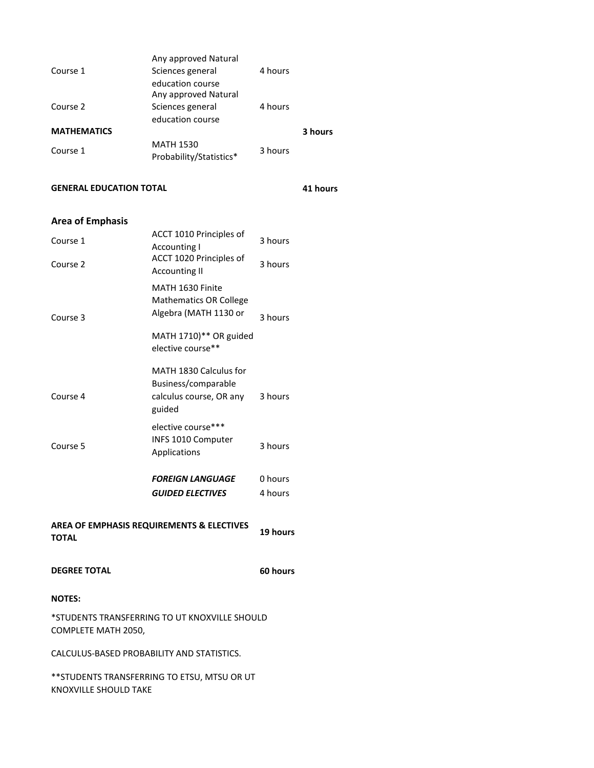| | | | |
|---|---|---|---|
| Course 1 | Any approved Natural Sciences general education course | 4 hours | |
| Course 2 | Any approved Natural Sciences general education course | 4 hours | |
| **MATHEMATICS** | | | **3 hours** |
| Course 1 | MATH 1530 Probability/Statistics* | 3 hours | |
| | | | |
| **GENERAL EDUCATION TOTAL** | | | **41 hours** |

## Area of Emphasis

| | | |
|---|---|---|
| Course 1 | ACCT 1010 Principles of Accounting I | 3 hours |
| Course 2 | ACCT 1020 Principles of Accounting II | 3 hours |
| Course 3 | MATH 1630 Finite Mathematics OR College Algebra (MATH 1130 or MATH 1710)** OR guided elective course** | 3 hours |
| Course 4 | MATH 1830 Calculus for Business/comparable calculus course, OR any guided elective course*** | 3 hours |
| Course 5 | INFS 1010 Computer Applications | 3 hours |
| | ***FOREIGN LANGUAGE*** | 0 hours |
| | ***GUIDED ELECTIVES*** | 4 hours |
| | | |
| **AREA OF EMPHASIS REQUIREMENTS & ELECTIVES TOTAL** | | **19 hours** |
| | | |
| **DEGREE TOTAL** | | **60 hours** |

**NOTES:**

*STUDENTS TRANSFERRING TO UT KNOXVILLE SHOULD COMPLETE MATH 2050,

CALCULUS-BASED PROBABILITY AND STATISTICS.

**STUDENTS TRANSFERRING TO ETSU, MTSU OR UT KNOXVILLE SHOULD TAKE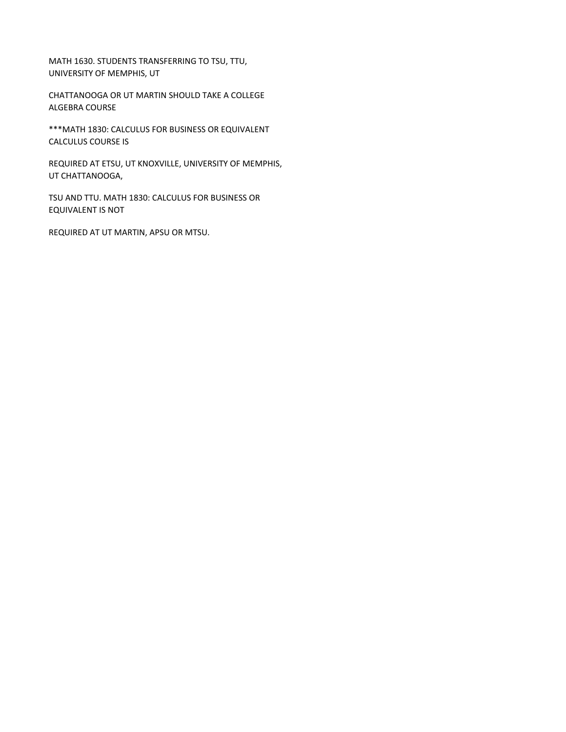MATH 1630. STUDENTS TRANSFERRING TO TSU, TTU, UNIVERSITY OF MEMPHIS, UT

CHATTANOOGA OR UT MARTIN SHOULD TAKE A COLLEGE ALGEBRA COURSE

***MATH 1830: CALCULUS FOR BUSINESS OR EQUIVALENT CALCULUS COURSE IS

REQUIRED AT ETSU, UT KNOXVILLE, UNIVERSITY OF MEMPHIS, UT CHATTANOOGA,

TSU AND TTU. MATH 1830: CALCULUS FOR BUSINESS OR EQUIVALENT IS NOT

REQUIRED AT UT MARTIN, APSU OR MTSU.